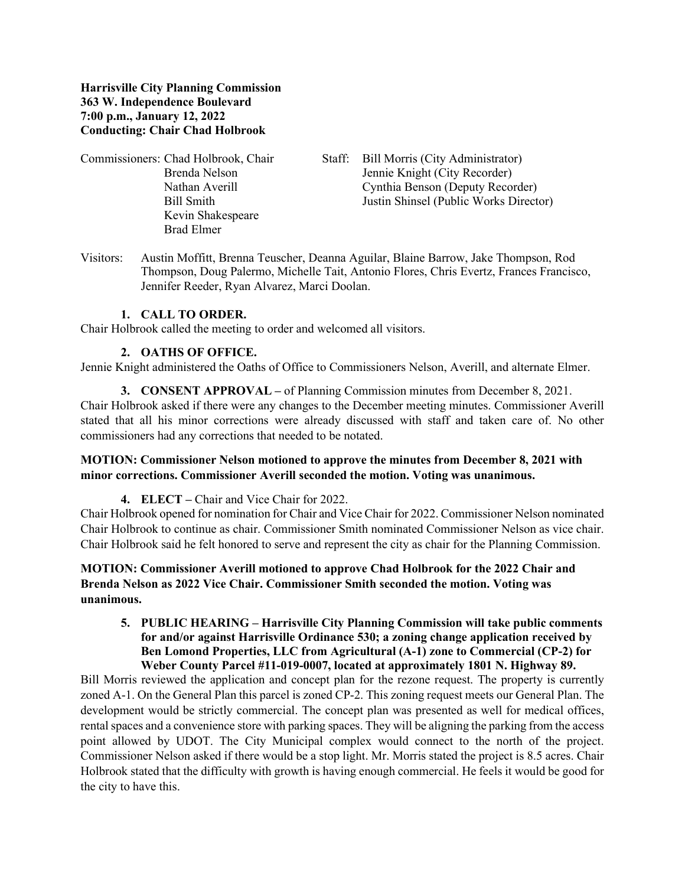**Harrisville City Planning Commission**
**363 W. Independence Boulevard**
**7:00 p.m., January 12, 2022**
**Conducting: Chair Chad Holbrook**

Commissioners: Chad Holbrook, Chair
Brenda Nelson
Nathan Averill
Bill Smith
Kevin Shakespeare
Brad Elmer

Staff: Bill Morris (City Administrator)
Jennie Knight (City Recorder)
Cynthia Benson (Deputy Recorder)
Justin Shinsel (Public Works Director)

Visitors: Austin Moffitt, Brenna Teuscher, Deanna Aguilar, Blaine Barrow, Jake Thompson, Rod Thompson, Doug Palermo, Michelle Tait, Antonio Flores, Chris Evertz, Frances Francisco, Jennifer Reeder, Ryan Alvarez, Marci Doolan.

**1. CALL TO ORDER.**

Chair Holbrook called the meeting to order and welcomed all visitors.

**2. OATHS OF OFFICE.**

Jennie Knight administered the Oaths of Office to Commissioners Nelson, Averill, and alternate Elmer.

**3. CONSENT APPROVAL –** of Planning Commission minutes from December 8, 2021.

Chair Holbrook asked if there were any changes to the December meeting minutes. Commissioner Averill stated that all his minor corrections were already discussed with staff and taken care of. No other commissioners had any corrections that needed to be notated.

**MOTION: Commissioner Nelson motioned to approve the minutes from December 8, 2021 with minor corrections. Commissioner Averill seconded the motion. Voting was unanimous.**

**4. ELECT –** Chair and Vice Chair for 2022.

Chair Holbrook opened for nomination for Chair and Vice Chair for 2022. Commissioner Nelson nominated Chair Holbrook to continue as chair. Commissioner Smith nominated Commissioner Nelson as vice chair. Chair Holbrook said he felt honored to serve and represent the city as chair for the Planning Commission.

**MOTION: Commissioner Averill motioned to approve Chad Holbrook for the 2022 Chair and Brenda Nelson as 2022 Vice Chair. Commissioner Smith seconded the motion. Voting was unanimous.**

**5. PUBLIC HEARING – Harrisville City Planning Commission will take public comments for and/or against Harrisville Ordinance 530; a zoning change application received by Ben Lomond Properties, LLC from Agricultural (A-1) zone to Commercial (CP-2) for Weber County Parcel #11-019-0007, located at approximately 1801 N. Highway 89.**

Bill Morris reviewed the application and concept plan for the rezone request. The property is currently zoned A-1. On the General Plan this parcel is zoned CP-2. This zoning request meets our General Plan. The development would be strictly commercial. The concept plan was presented as well for medical offices, rental spaces and a convenience store with parking spaces. They will be aligning the parking from the access point allowed by UDOT. The City Municipal complex would connect to the north of the project. Commissioner Nelson asked if there would be a stop light. Mr. Morris stated the project is 8.5 acres. Chair Holbrook stated that the difficulty with growth is having enough commercial. He feels it would be good for the city to have this.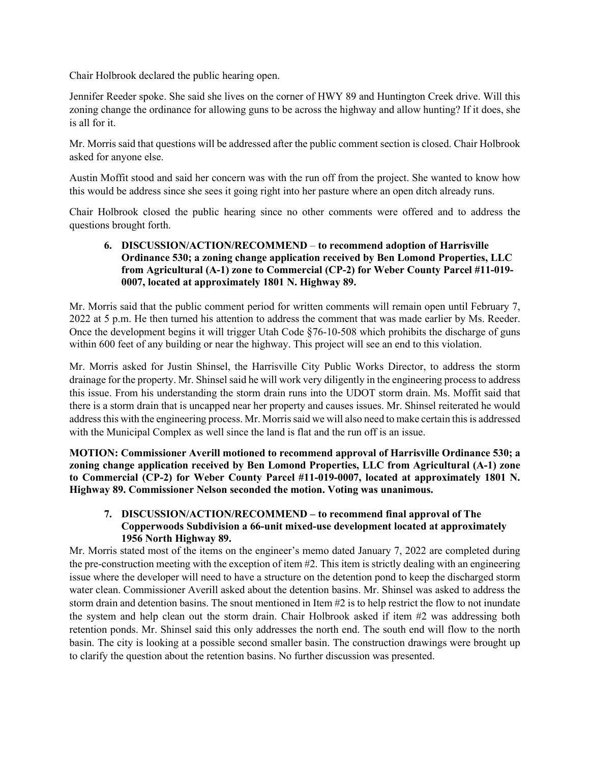Chair Holbrook declared the public hearing open.

Jennifer Reeder spoke. She said she lives on the corner of HWY 89 and Huntington Creek drive. Will this zoning change the ordinance for allowing guns to be across the highway and allow hunting? If it does, she is all for it.

Mr. Morris said that questions will be addressed after the public comment section is closed. Chair Holbrook asked for anyone else.

Austin Moffit stood and said her concern was with the run off from the project. She wanted to know how this would be address since she sees it going right into her pasture where an open ditch already runs.

Chair Holbrook closed the public hearing since no other comments were offered and to address the questions brought forth.

6. **DISCUSSION/ACTION/RECOMMEND** – **to recommend adoption of Harrisville Ordinance 530; a zoning change application received by Ben Lomond Properties, LLC from Agricultural (A-1) zone to Commercial (CP-2) for Weber County Parcel #11-019-0007, located at approximately 1801 N. Highway 89.**

Mr. Morris said that the public comment period for written comments will remain open until February 7, 2022 at 5 p.m. He then turned his attention to address the comment that was made earlier by Ms. Reeder. Once the development begins it will trigger Utah Code §76-10-508 which prohibits the discharge of guns within 600 feet of any building or near the highway. This project will see an end to this violation.

Mr. Morris asked for Justin Shinsel, the Harrisville City Public Works Director, to address the storm drainage for the property. Mr. Shinsel said he will work very diligently in the engineering process to address this issue. From his understanding the storm drain runs into the UDOT storm drain. Ms. Moffit said that there is a storm drain that is uncapped near her property and causes issues. Mr. Shinsel reiterated he would address this with the engineering process. Mr. Morris said we will also need to make certain this is addressed with the Municipal Complex as well since the land is flat and the run off is an issue.

**MOTION: Commissioner Averill motioned to recommend approval of Harrisville Ordinance 530; a zoning change application received by Ben Lomond Properties, LLC from Agricultural (A-1) zone to Commercial (CP-2) for Weber County Parcel #11-019-0007, located at approximately 1801 N. Highway 89. Commissioner Nelson seconded the motion. Voting was unanimous.**

7. **DISCUSSION/ACTION/RECOMMEND – to recommend final approval of The Copperwoods Subdivision a 66-unit mixed-use development located at approximately 1956 North Highway 89.**

Mr. Morris stated most of the items on the engineer's memo dated January 7, 2022 are completed during the pre-construction meeting with the exception of item #2. This item is strictly dealing with an engineering issue where the developer will need to have a structure on the detention pond to keep the discharged storm water clean. Commissioner Averill asked about the detention basins. Mr. Shinsel was asked to address the storm drain and detention basins. The snout mentioned in Item #2 is to help restrict the flow to not inundate the system and help clean out the storm drain. Chair Holbrook asked if item #2 was addressing both retention ponds. Mr. Shinsel said this only addresses the north end. The south end will flow to the north basin. The city is looking at a possible second smaller basin. The construction drawings were brought up to clarify the question about the retention basins. No further discussion was presented.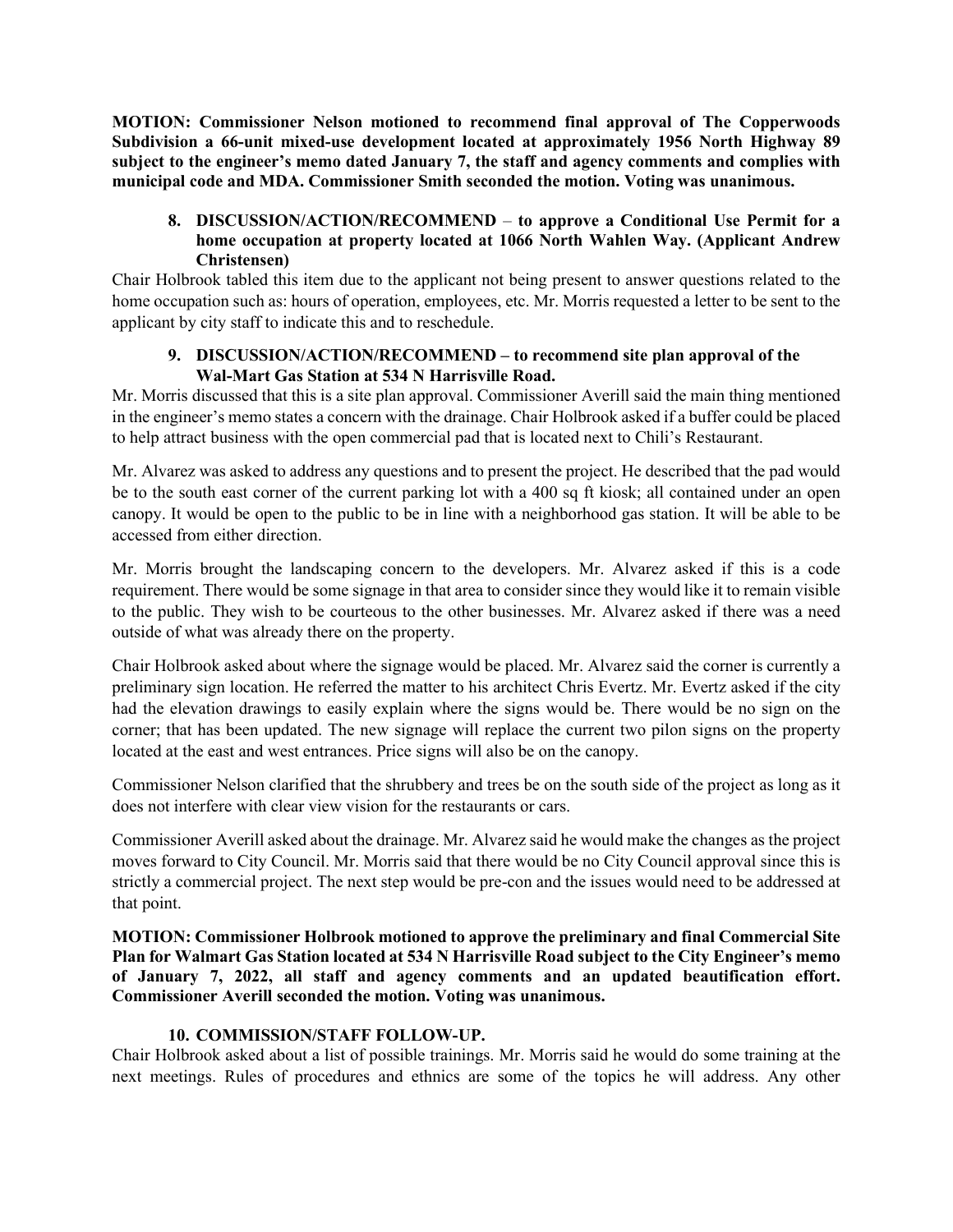**MOTION: Commissioner Nelson motioned to recommend final approval of The Copperwoods Subdivision a 66-unit mixed-use development located at approximately 1956 North Highway 89 subject to the engineer's memo dated January 7, the staff and agency comments and complies with municipal code and MDA. Commissioner Smith seconded the motion. Voting was unanimous.**

8. **DISCUSSION/ACTION/RECOMMEND – to approve a Conditional Use Permit for a home occupation at property located at 1066 North Wahlen Way. (Applicant Andrew Christensen)**

Chair Holbrook tabled this item due to the applicant not being present to answer questions related to the home occupation such as: hours of operation, employees, etc. Mr. Morris requested a letter to be sent to the applicant by city staff to indicate this and to reschedule.

9. **DISCUSSION/ACTION/RECOMMEND – to recommend site plan approval of the Wal-Mart Gas Station at 534 N Harrisville Road.**

Mr. Morris discussed that this is a site plan approval. Commissioner Averill said the main thing mentioned in the engineer's memo states a concern with the drainage. Chair Holbrook asked if a buffer could be placed to help attract business with the open commercial pad that is located next to Chili's Restaurant.

Mr. Alvarez was asked to address any questions and to present the project. He described that the pad would be to the south east corner of the current parking lot with a 400 sq ft kiosk; all contained under an open canopy. It would be open to the public to be in line with a neighborhood gas station. It will be able to be accessed from either direction.

Mr. Morris brought the landscaping concern to the developers. Mr. Alvarez asked if this is a code requirement. There would be some signage in that area to consider since they would like it to remain visible to the public. They wish to be courteous to the other businesses. Mr. Alvarez asked if there was a need outside of what was already there on the property.

Chair Holbrook asked about where the signage would be placed. Mr. Alvarez said the corner is currently a preliminary sign location. He referred the matter to his architect Chris Evertz. Mr. Evertz asked if the city had the elevation drawings to easily explain where the signs would be. There would be no sign on the corner; that has been updated. The new signage will replace the current two pilon signs on the property located at the east and west entrances. Price signs will also be on the canopy.

Commissioner Nelson clarified that the shrubbery and trees be on the south side of the project as long as it does not interfere with clear view vision for the restaurants or cars.

Commissioner Averill asked about the drainage. Mr. Alvarez said he would make the changes as the project moves forward to City Council. Mr. Morris said that there would be no City Council approval since this is strictly a commercial project. The next step would be pre-con and the issues would need to be addressed at that point.

**MOTION: Commissioner Holbrook motioned to approve the preliminary and final Commercial Site Plan for Walmart Gas Station located at 534 N Harrisville Road subject to the City Engineer's memo of January 7, 2022, all staff and agency comments and an updated beautification effort. Commissioner Averill seconded the motion. Voting was unanimous.**

10. **COMMISSION/STAFF FOLLOW-UP.**

Chair Holbrook asked about a list of possible trainings. Mr. Morris said he would do some training at the next meetings. Rules of procedures and ethnics are some of the topics he will address. Any other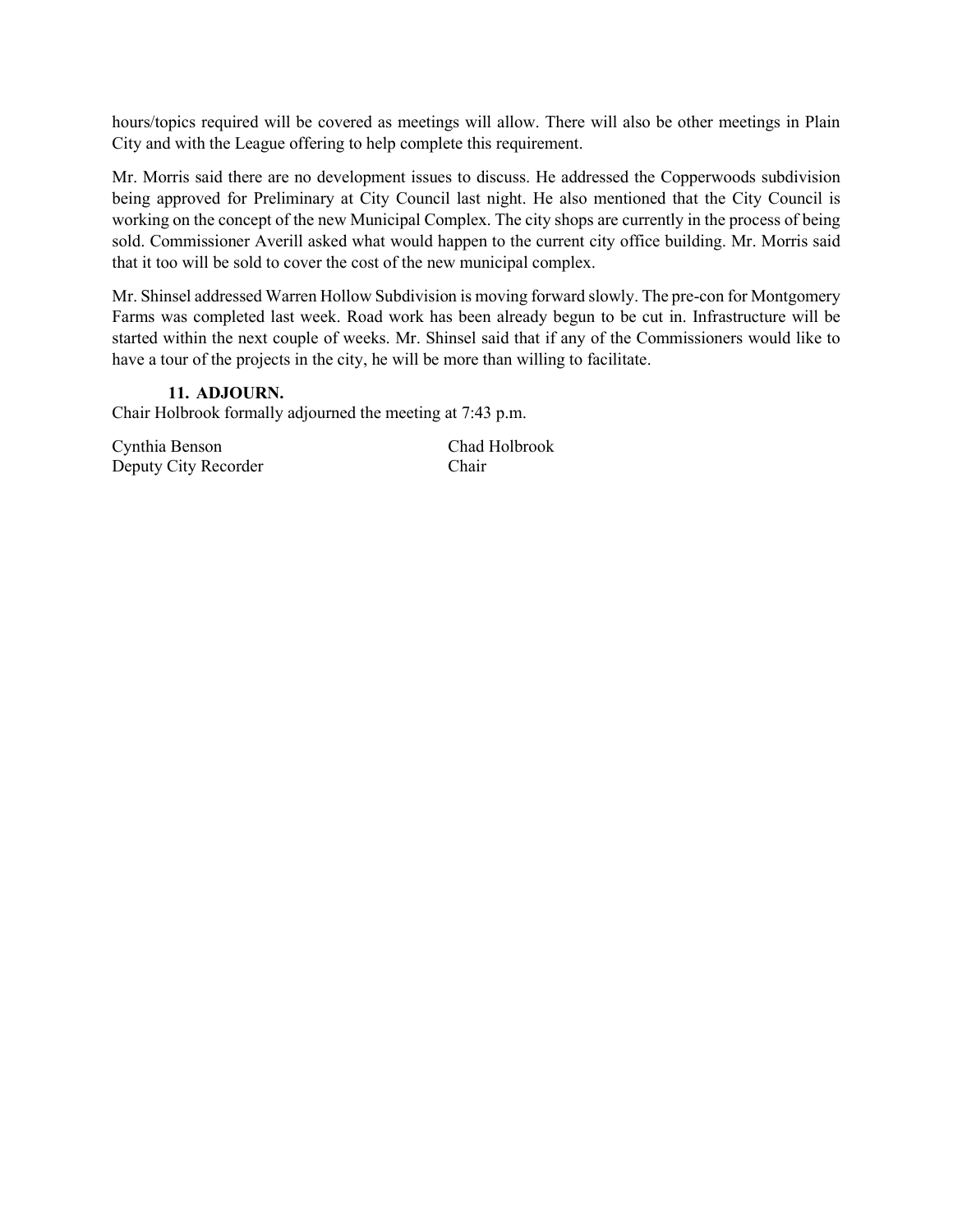hours/topics required will be covered as meetings will allow. There will also be other meetings in Plain City and with the League offering to help complete this requirement.

Mr. Morris said there are no development issues to discuss. He addressed the Copperwoods subdivision being approved for Preliminary at City Council last night. He also mentioned that the City Council is working on the concept of the new Municipal Complex. The city shops are currently in the process of being sold. Commissioner Averill asked what would happen to the current city office building. Mr. Morris said that it too will be sold to cover the cost of the new municipal complex.

Mr. Shinsel addressed Warren Hollow Subdivision is moving forward slowly. The pre-con for Montgomery Farms was completed last week. Road work has been already begun to be cut in. Infrastructure will be started within the next couple of weeks. Mr. Shinsel said that if any of the Commissioners would like to have a tour of the projects in the city, he will be more than willing to facilitate.

**11. ADJOURN.**

Chair Holbrook formally adjourned the meeting at 7:43 p.m.

Cynthia Benson
Deputy City Recorder

Chad Holbrook
Chair